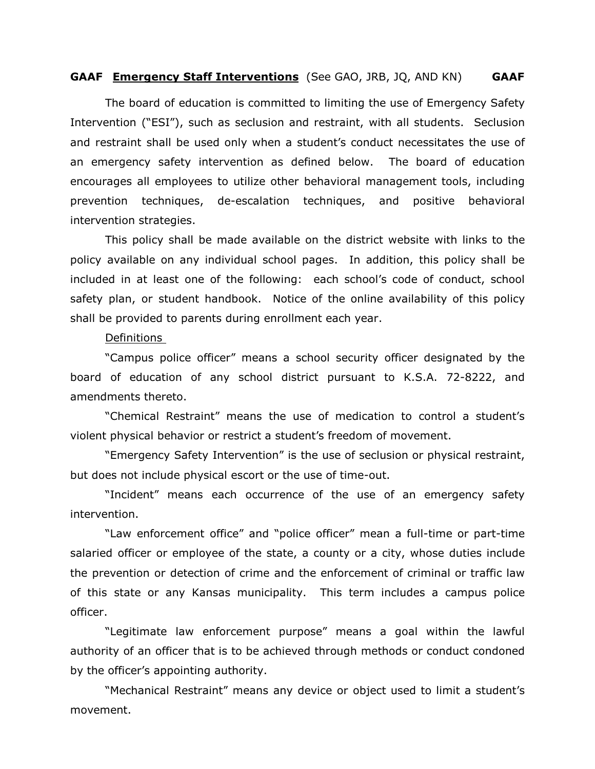# GAAF **Emergency Staff Interventions** (See GAO, JRB, JQ, AND KN) GAAF

The board of education is committed to limiting the use of Emergency Safety Intervention ("ESI"), such as seclusion and restraint, with all students. Seclusion and restraint shall be used only when a student's conduct necessitates the use of an emergency safety intervention as defined below. The board of education encourages all employees to utilize other behavioral management tools, including prevention techniques, de-escalation techniques, and positive behavioral intervention strategies.

This policy shall be made available on the district website with links to the policy available on any individual school pages. In addition, this policy shall be included in at least one of the following: each school's code of conduct, school safety plan, or student handbook. Notice of the online availability of this policy shall be provided to parents during enrollment each year.

## Definitions

"Campus police officer" means a school security officer designated by the board of education of any school district pursuant to K.S.A. 72-8222, and amendments thereto.

"Chemical Restraint" means the use of medication to control a student's violent physical behavior or restrict a student's freedom of movement.

"Emergency Safety Intervention" is the use of seclusion or physical restraint, but does not include physical escort or the use of time-out.

"Incident" means each occurrence of the use of an emergency safety intervention.

"Law enforcement office" and "police officer" mean a full-time or part-time salaried officer or employee of the state, a county or a city, whose duties include the prevention or detection of crime and the enforcement of criminal or traffic law of this state or any Kansas municipality. This term includes a campus police officer.

"Legitimate law enforcement purpose" means a goal within the lawful authority of an officer that is to be achieved through methods or conduct condoned by the officer's appointing authority.

"Mechanical Restraint" means any device or object used to limit a student's movement.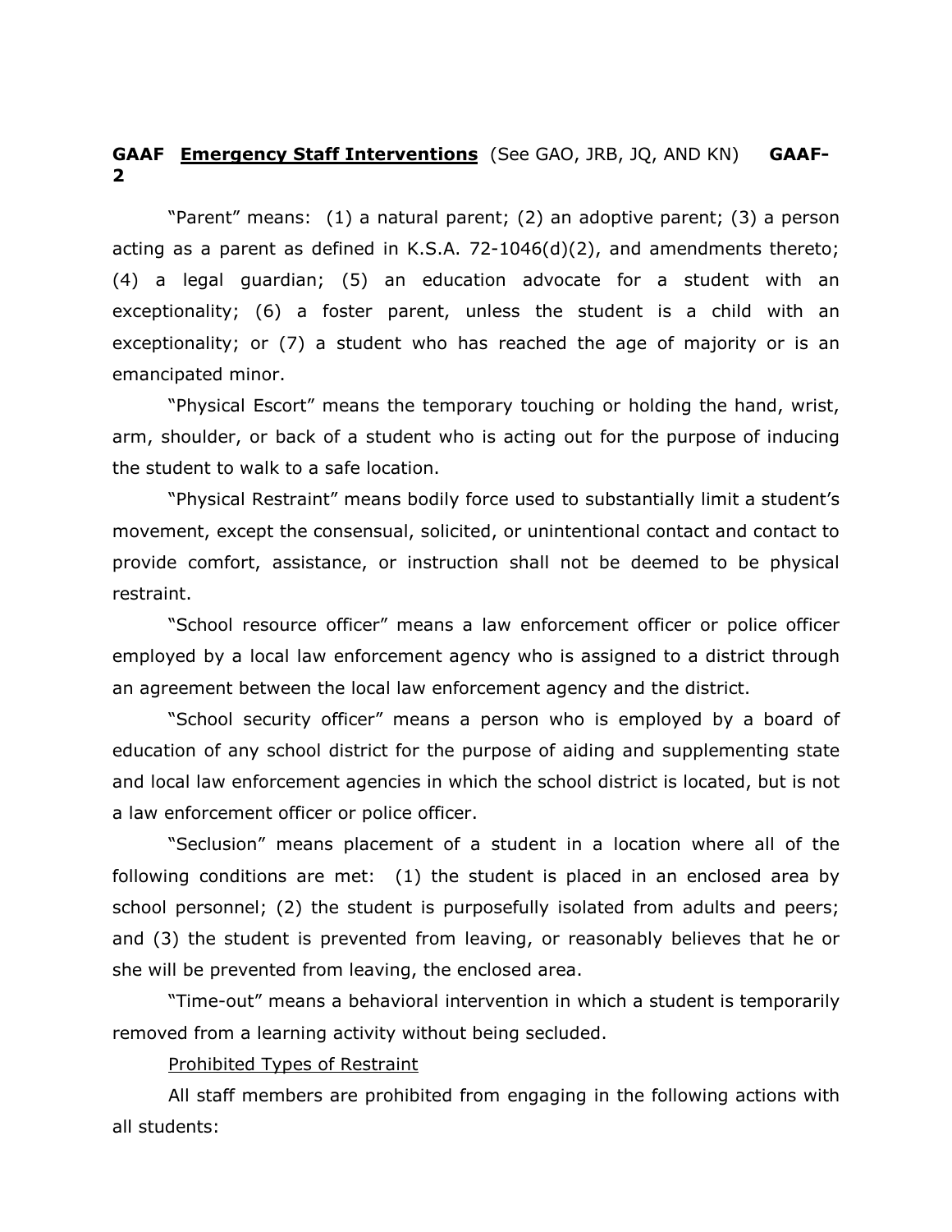**GAAF Emergency Staff Interventions** (See GAO, JRB, JQ, AND KN) **GAAF-2**

"Parent" means: (1) a natural parent; (2) an adoptive parent; (3) a person acting as a parent as defined in K.S.A. 72-1046(d)(2), and amendments thereto; (4) a legal guardian; (5) an education advocate for a student with an exceptionality; (6) a foster parent, unless the student is a child with an exceptionality; or (7) a student who has reached the age of majority or is an emancipated minor.

"Physical Escort" means the temporary touching or holding the hand, wrist, arm, shoulder, or back of a student who is acting out for the purpose of inducing the student to walk to a safe location.

"Physical Restraint" means bodily force used to substantially limit a student's movement, except the consensual, solicited, or unintentional contact and contact to provide comfort, assistance, or instruction shall not be deemed to be physical restraint.

"School resource officer" means a law enforcement officer or police officer employed by a local law enforcement agency who is assigned to a district through an agreement between the local law enforcement agency and the district.

"School security officer" means a person who is employed by a board of education of any school district for the purpose of aiding and supplementing state and local law enforcement agencies in which the school district is located, but is not a law enforcement officer or police officer.

"Seclusion" means placement of a student in a location where all of the following conditions are met: (1) the student is placed in an enclosed area by school personnel; (2) the student is purposefully isolated from adults and peers; and (3) the student is prevented from leaving, or reasonably believes that he or she will be prevented from leaving, the enclosed area.

"Time-out" means a behavioral intervention in which a student is temporarily removed from a learning activity without being secluded.

Prohibited Types of Restraint

All staff members are prohibited from engaging in the following actions with all students: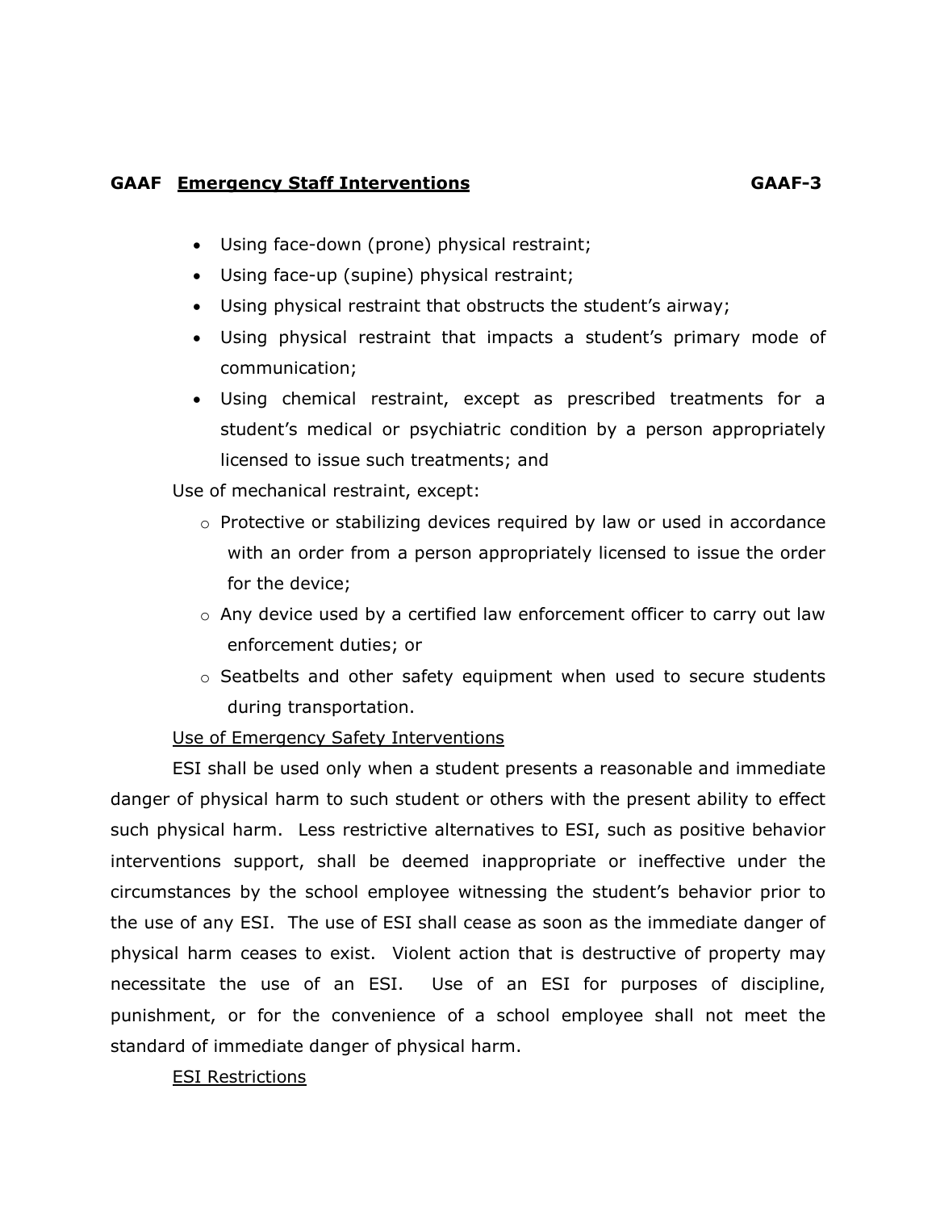- Using face-down (prone) physical restraint;
- Using face-up (supine) physical restraint;
- Using physical restraint that obstructs the student's airway;
- Using physical restraint that impacts a student's primary mode of communication;
- Using chemical restraint, except as prescribed treatments for a student's medical or psychiatric condition by a person appropriately licensed to issue such treatments; and

Use of mechanical restraint, except:

- Protective or stabilizing devices required by law or used in accordance with an order from a person appropriately licensed to issue the order for the device;
- Any device used by a certified law enforcement officer to carry out law enforcement duties; or
- Seatbelts and other safety equipment when used to secure students during transportation.

Use of Emergency Safety Interventions

ESI shall be used only when a student presents a reasonable and immediate danger of physical harm to such student or others with the present ability to effect such physical harm. Less restrictive alternatives to ESI, such as positive behavior interventions support, shall be deemed inappropriate or ineffective under the circumstances by the school employee witnessing the student's behavior prior to the use of any ESI. The use of ESI shall cease as soon as the immediate danger of physical harm ceases to exist. Violent action that is destructive of property may necessitate the use of an ESI. Use of an ESI for purposes of discipline, punishment, or for the convenience of a school employee shall not meet the standard of immediate danger of physical harm.

ESI Restrictions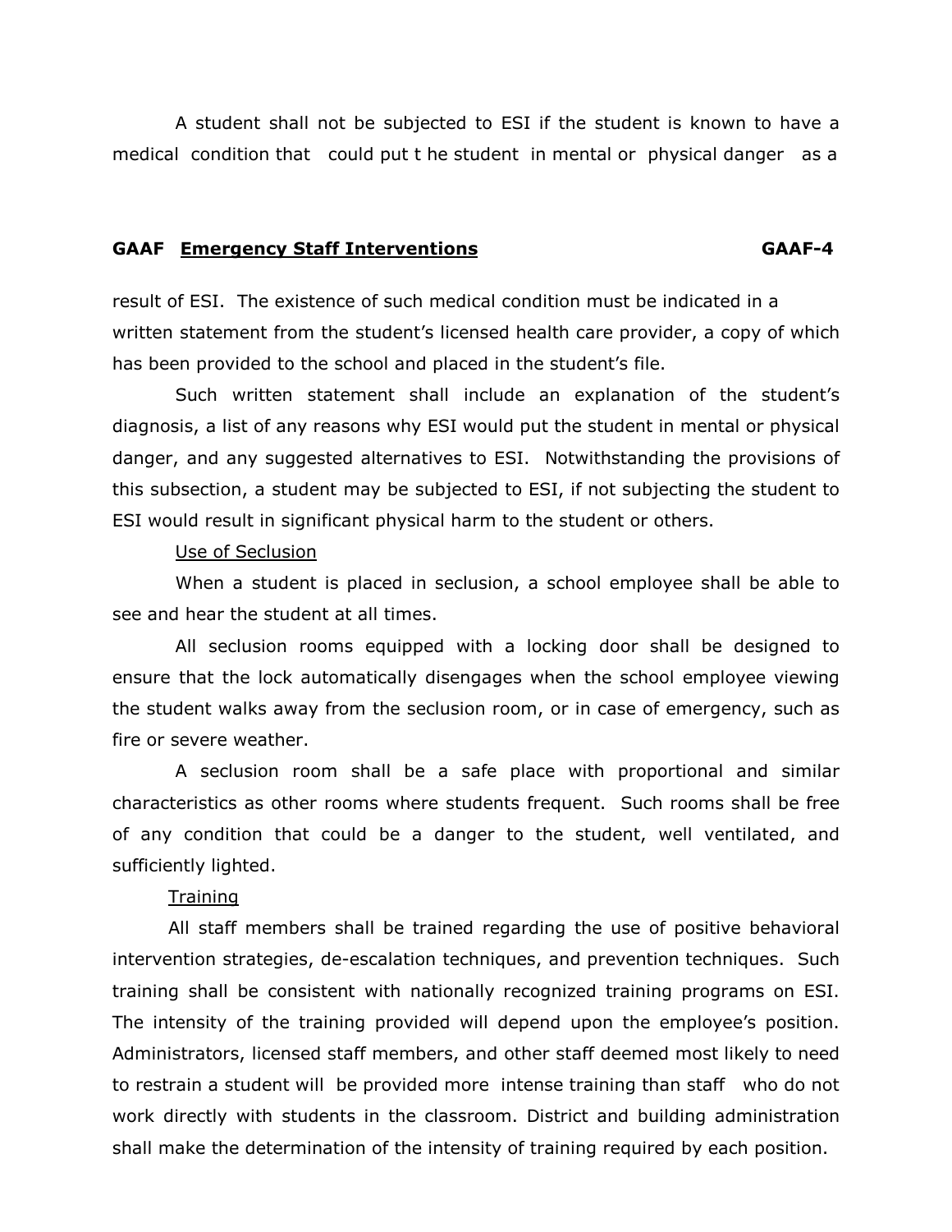A student shall not be subjected to ESI if the student is known to have a medical condition that could put the student in mental or physical danger as a result of ESI. The existence of such medical condition must be indicated in a written statement from the student's licensed health care provider, a copy of which has been provided to the school and placed in the student's file.

Such written statement shall include an explanation of the student's diagnosis, a list of any reasons why ESI would put the student in mental or physical danger, and any suggested alternatives to ESI. Notwithstanding the provisions of this subsection, a student may be subjected to ESI, if not subjecting the student to ESI would result in significant physical harm to the student or others.

<u>Use of Seclusion</u>

When a student is placed in seclusion, a school employee shall be able to see and hear the student at all times.

All seclusion rooms equipped with a locking door shall be designed to ensure that the lock automatically disengages when the school employee viewing the student walks away from the seclusion room, or in case of emergency, such as fire or severe weather.

A seclusion room shall be a safe place with proportional and similar characteristics as other rooms where students frequent. Such rooms shall be free of any condition that could be a danger to the student, well ventilated, and sufficiently lighted.

<u>Training</u>

All staff members shall be trained regarding the use of positive behavioral intervention strategies, de-escalation techniques, and prevention techniques. Such training shall be consistent with nationally recognized training programs on ESI. The intensity of the training provided will depend upon the employee's position. Administrators, licensed staff members, and other staff deemed most likely to need to restrain a student will be provided more intense training than staff who do not work directly with students in the classroom. District and building administration shall make the determination of the intensity of training required by each position.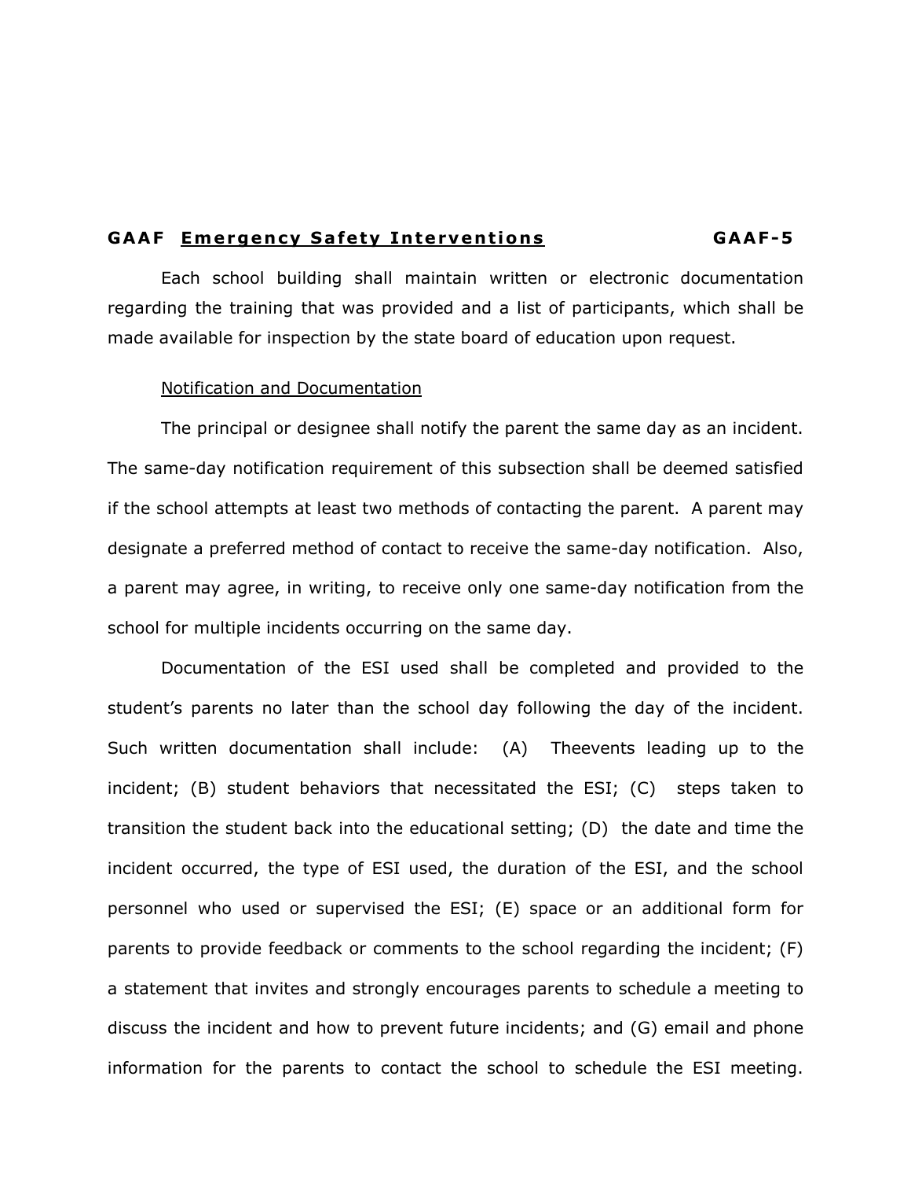Each school building shall maintain written or electronic documentation regarding the training that was provided and a list of participants, which shall be made available for inspection by the state board of education upon request.

Notification and Documentation

The principal or designee shall notify the parent the same day as an incident. The same-day notification requirement of this subsection shall be deemed satisfied if the school attempts at least two methods of contacting the parent. A parent may designate a preferred method of contact to receive the same-day notification. Also, a parent may agree, in writing, to receive only one same-day notification from the school for multiple incidents occurring on the same day.

Documentation of the ESI used shall be completed and provided to the student's parents no later than the school day following the day of the incident. Such written documentation shall include: (A) Theevents leading up to the incident; (B) student behaviors that necessitated the ESI; (C) steps taken to transition the student back into the educational setting; (D) the date and time the incident occurred, the type of ESI used, the duration of the ESI, and the school personnel who used or supervised the ESI; (E) space or an additional form for parents to provide feedback or comments to the school regarding the incident; (F) a statement that invites and strongly encourages parents to schedule a meeting to discuss the incident and how to prevent future incidents; and (G) email and phone information for the parents to contact the school to schedule the ESI meeting.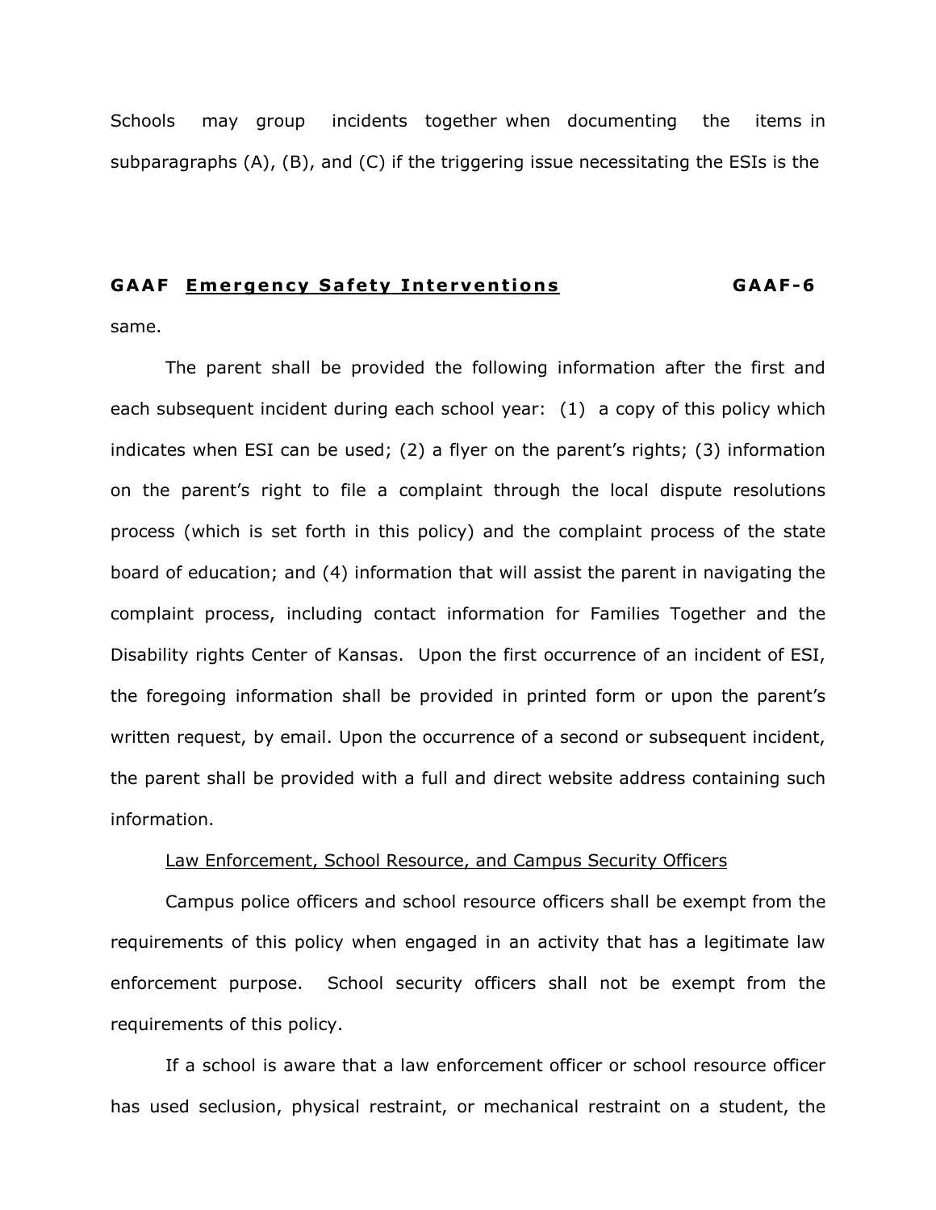Schools may group incidents together when documenting the items in subparagraphs (A), (B), and (C) if the triggering issue necessitating the ESIs is the same.

The parent shall be provided the following information after the first and each subsequent incident during each school year: (1) a copy of this policy which indicates when ESI can be used; (2) a flyer on the parent's rights; (3) information on the parent's right to file a complaint through the local dispute resolutions process (which is set forth in this policy) and the complaint process of the state board of education; and (4) information that will assist the parent in navigating the complaint process, including contact information for Families Together and the Disability rights Center of Kansas. Upon the first occurrence of an incident of ESI, the foregoing information shall be provided in printed form or upon the parent's written request, by email. Upon the occurrence of a second or subsequent incident, the parent shall be provided with a full and direct website address containing such information.

Law Enforcement, School Resource, and Campus Security Officers

Campus police officers and school resource officers shall be exempt from the requirements of this policy when engaged in an activity that has a legitimate law enforcement purpose. School security officers shall not be exempt from the requirements of this policy.

If a school is aware that a law enforcement officer or school resource officer has used seclusion, physical restraint, or mechanical restraint on a student, the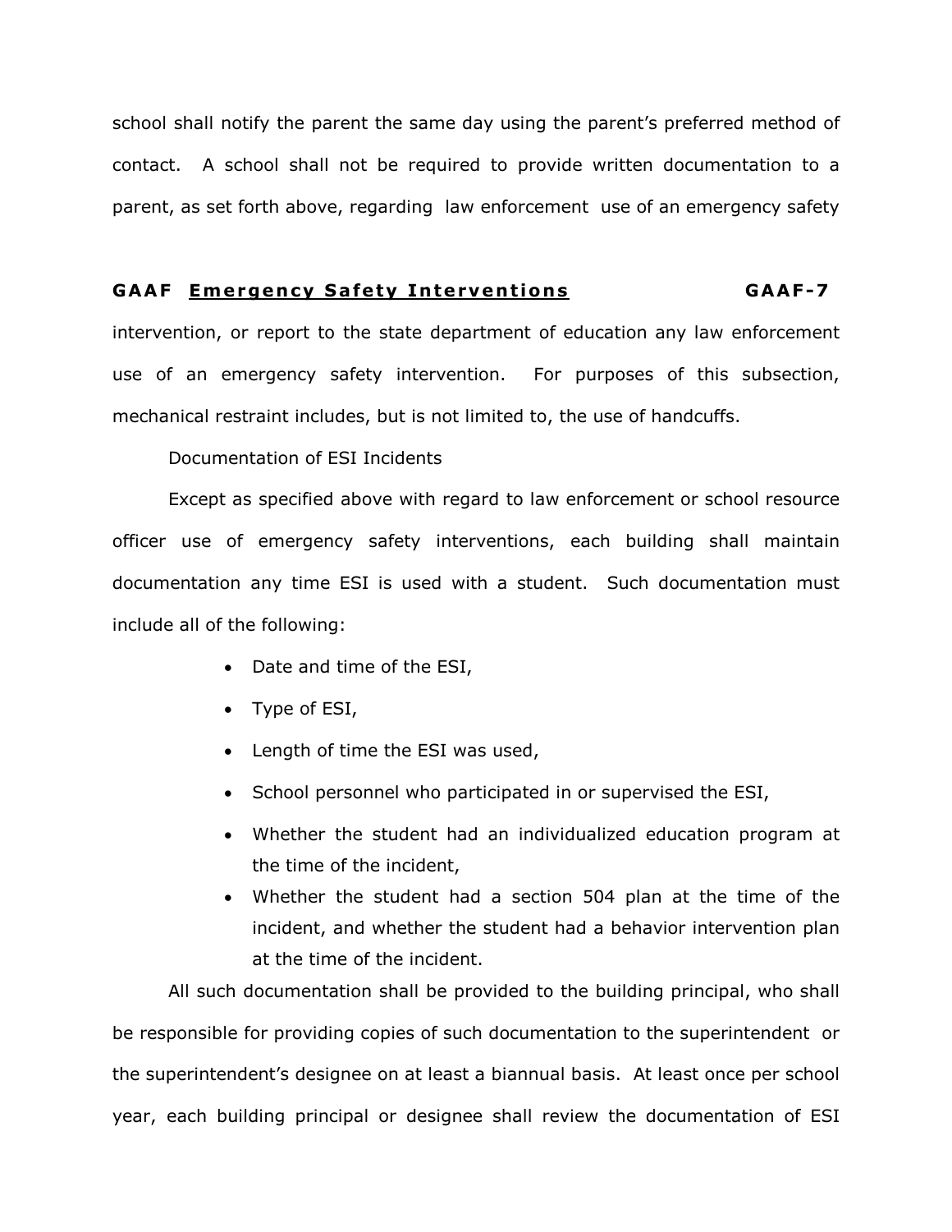school shall notify the parent the same day using the parent's preferred method of contact. A school shall not be required to provide written documentation to a parent, as set forth above, regarding law enforcement use of an emergency safety intervention, or report to the state department of education any law enforcement use of an emergency safety intervention. For purposes of this subsection, mechanical restraint includes, but is not limited to, the use of handcuffs.

Documentation of ESI Incidents

Except as specified above with regard to law enforcement or school resource officer use of emergency safety interventions, each building shall maintain documentation any time ESI is used with a student. Such documentation must include all of the following:

- Date and time of the ESI,
- Type of ESI,
- Length of time the ESI was used,
- School personnel who participated in or supervised the ESI,
- Whether the student had an individualized education program at the time of the incident,
- Whether the student had a section 504 plan at the time of the incident, and whether the student had a behavior intervention plan at the time of the incident.

All such documentation shall be provided to the building principal, who shall be responsible for providing copies of such documentation to the superintendent or the superintendent's designee on at least a biannual basis. At least once per school year, each building principal or designee shall review the documentation of ESI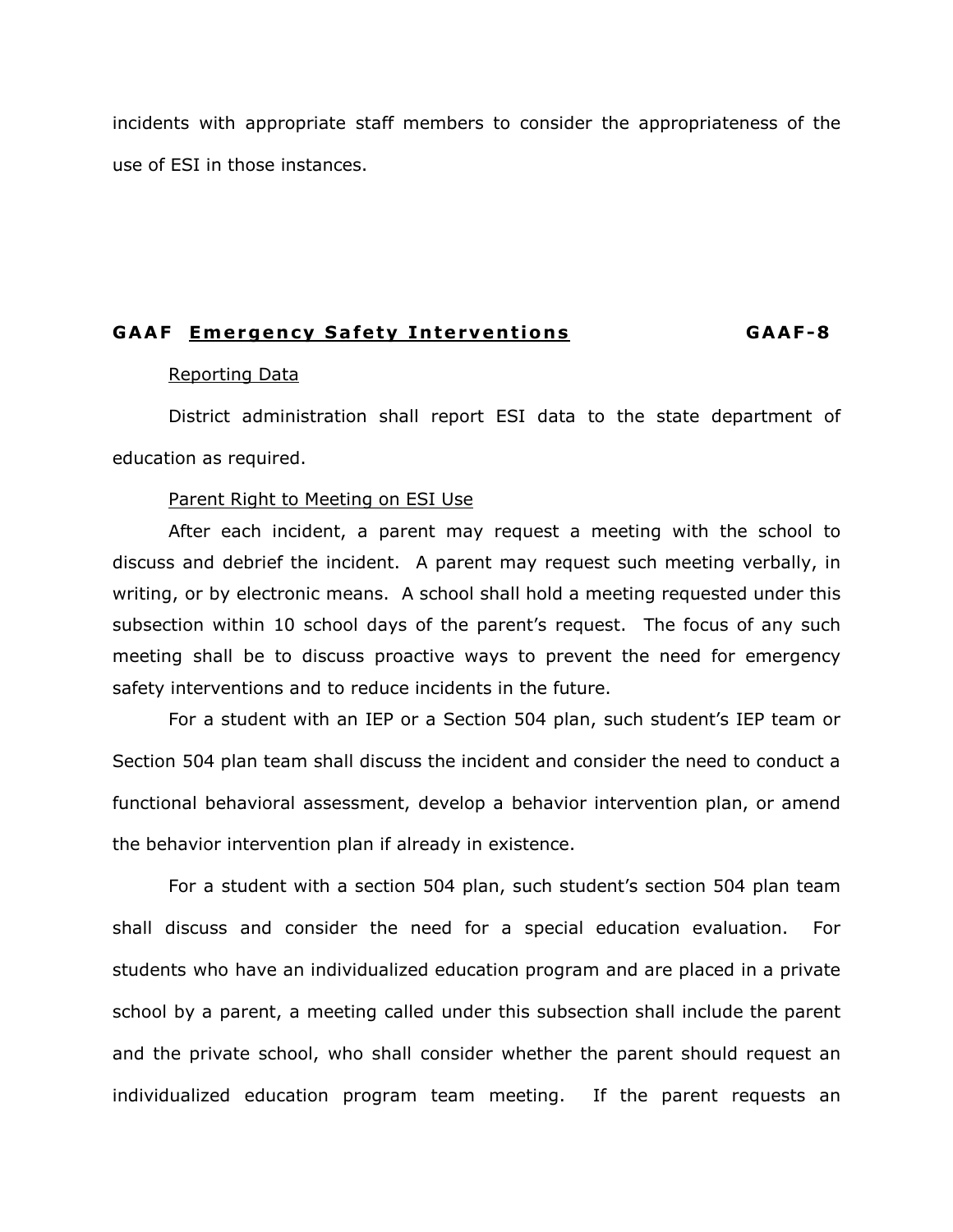incidents with appropriate staff members to consider the appropriateness of the use of ESI in those instances.

## GAAF Emergency Safety Interventions GAAF-8

Reporting Data

District administration shall report ESI data to the state department of education as required.

Parent Right to Meeting on ESI Use

After each incident, a parent may request a meeting with the school to discuss and debrief the incident. A parent may request such meeting verbally, in writing, or by electronic means. A school shall hold a meeting requested under this subsection within 10 school days of the parent's request. The focus of any such meeting shall be to discuss proactive ways to prevent the need for emergency safety interventions and to reduce incidents in the future.

For a student with an IEP or a Section 504 plan, such student's IEP team or Section 504 plan team shall discuss the incident and consider the need to conduct a functional behavioral assessment, develop a behavior intervention plan, or amend the behavior intervention plan if already in existence.

For a student with a section 504 plan, such student's section 504 plan team shall discuss and consider the need for a special education evaluation. For students who have an individualized education program and are placed in a private school by a parent, a meeting called under this subsection shall include the parent and the private school, who shall consider whether the parent should request an individualized education program team meeting. If the parent requests an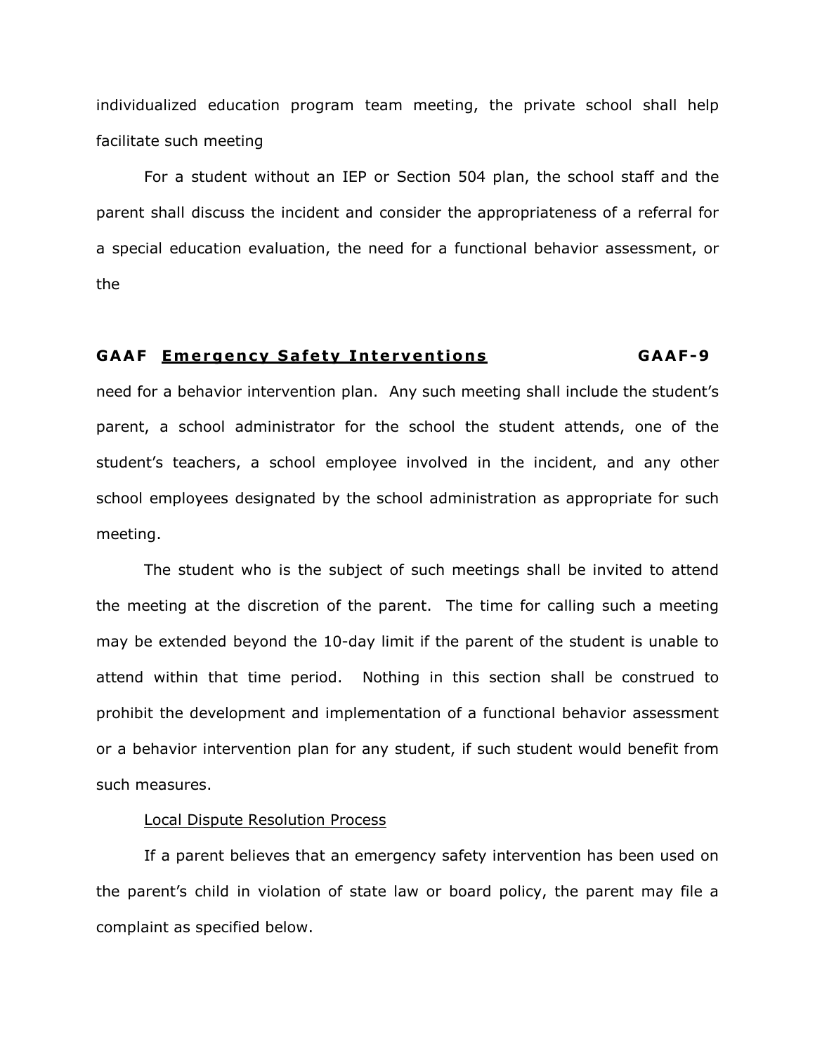individualized education program team meeting, the private school shall help facilitate such meeting

For a student without an IEP or Section 504 plan, the school staff and the parent shall discuss the incident and consider the appropriateness of a referral for a special education evaluation, the need for a functional behavior assessment, or the need for a behavior intervention plan. Any such meeting shall include the student's parent, a school administrator for the school the student attends, one of the student's teachers, a school employee involved in the incident, and any other school employees designated by the school administration as appropriate for such meeting.

The student who is the subject of such meetings shall be invited to attend the meeting at the discretion of the parent. The time for calling such a meeting may be extended beyond the 10-day limit if the parent of the student is unable to attend within that time period. Nothing in this section shall be construed to prohibit the development and implementation of a functional behavior assessment or a behavior intervention plan for any student, if such student would benefit from such measures.

Local Dispute Resolution Process

If a parent believes that an emergency safety intervention has been used on the parent's child in violation of state law or board policy, the parent may file a complaint as specified below.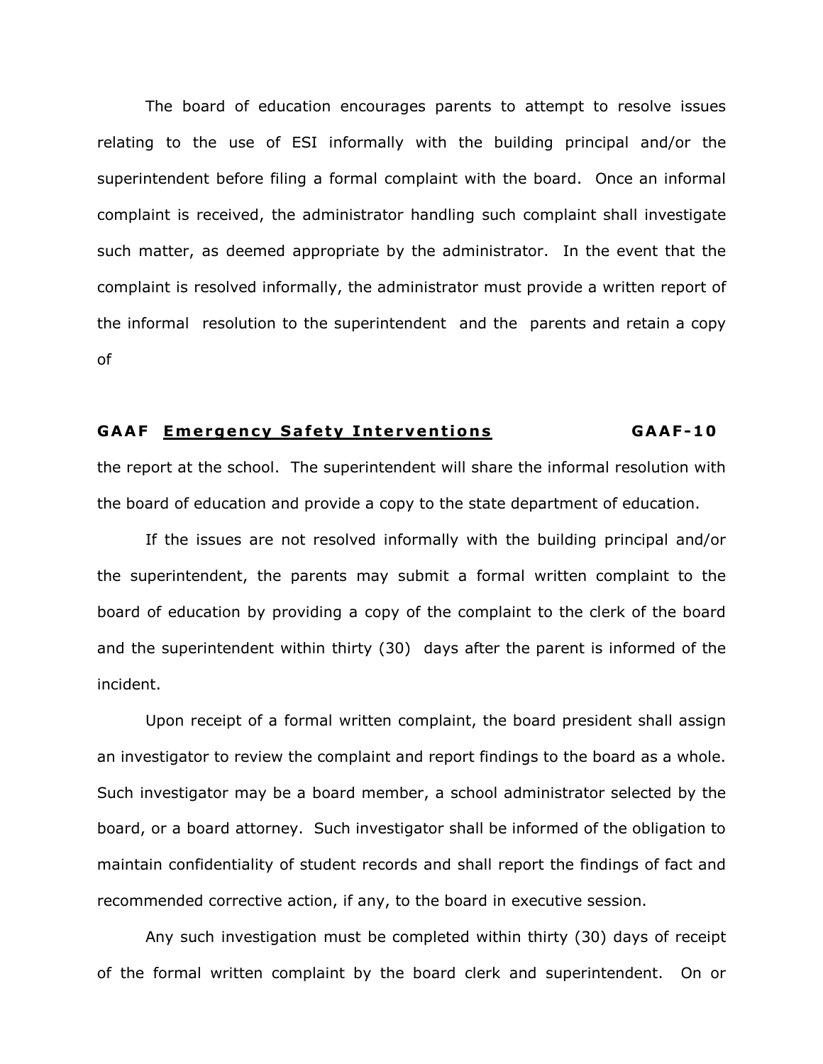The board of education encourages parents to attempt to resolve issues relating to the use of ESI informally with the building principal and/or the superintendent before filing a formal complaint with the board. Once an informal complaint is received, the administrator handling such complaint shall investigate such matter, as deemed appropriate by the administrator. In the event that the complaint is resolved informally, the administrator must provide a written report of the informal resolution to the superintendent and the parents and retain a copy of the report at the school. The superintendent will share the informal resolution with the board of education and provide a copy to the state department of education.

If the issues are not resolved informally with the building principal and/or the superintendent, the parents may submit a formal written complaint to the board of education by providing a copy of the complaint to the clerk of the board and the superintendent within thirty (30) days after the parent is informed of the incident.

Upon receipt of a formal written complaint, the board president shall assign an investigator to review the complaint and report findings to the board as a whole. Such investigator may be a board member, a school administrator selected by the board, or a board attorney. Such investigator shall be informed of the obligation to maintain confidentiality of student records and shall report the findings of fact and recommended corrective action, if any, to the board in executive session.

Any such investigation must be completed within thirty (30) days of receipt of the formal written complaint by the board clerk and superintendent. On or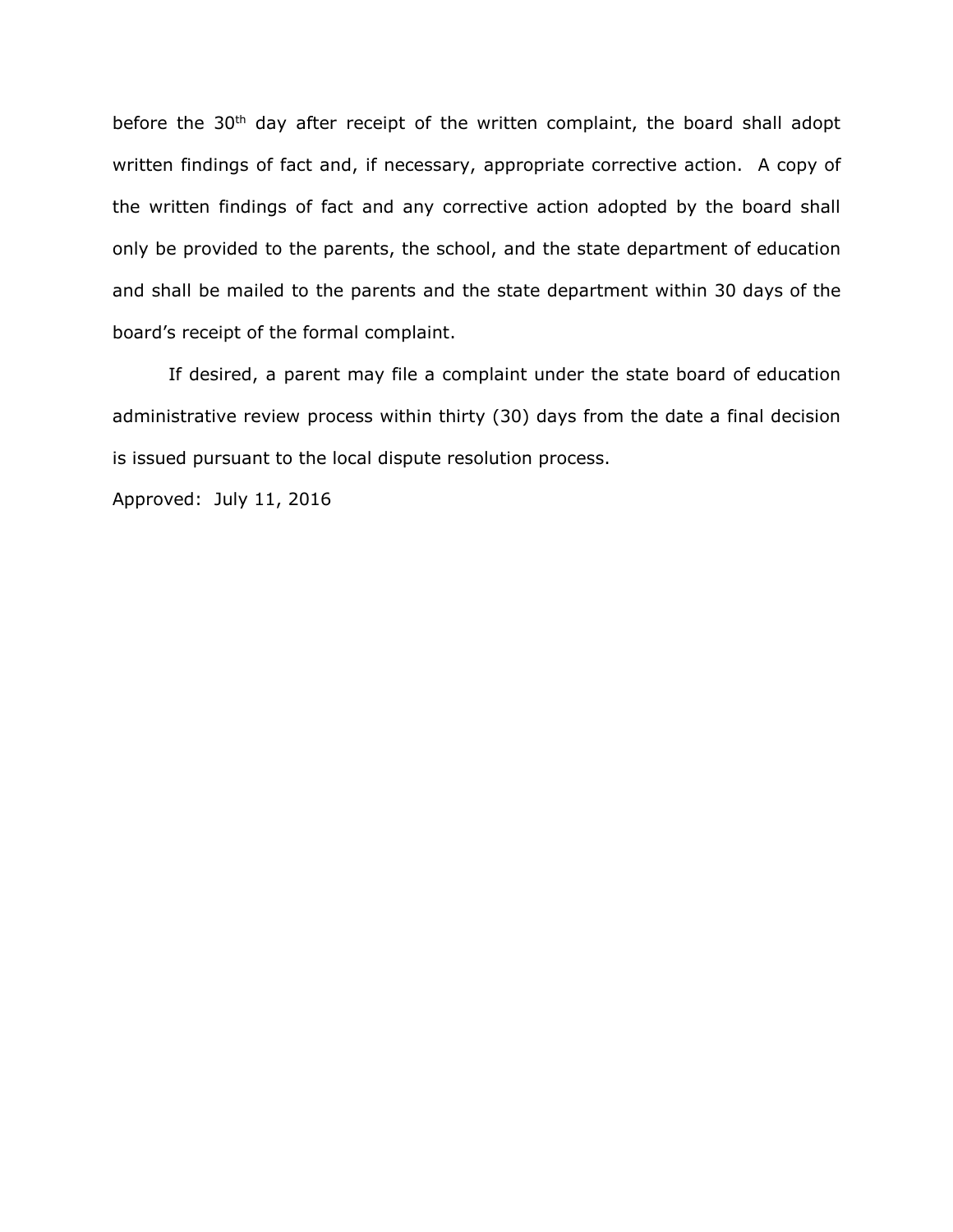before the 30th day after receipt of the written complaint, the board shall adopt written findings of fact and, if necessary, appropriate corrective action. A copy of the written findings of fact and any corrective action adopted by the board shall only be provided to the parents, the school, and the state department of education and shall be mailed to the parents and the state department within 30 days of the board's receipt of the formal complaint.

If desired, a parent may file a complaint under the state board of education administrative review process within thirty (30) days from the date a final decision is issued pursuant to the local dispute resolution process.

Approved: July 11, 2016